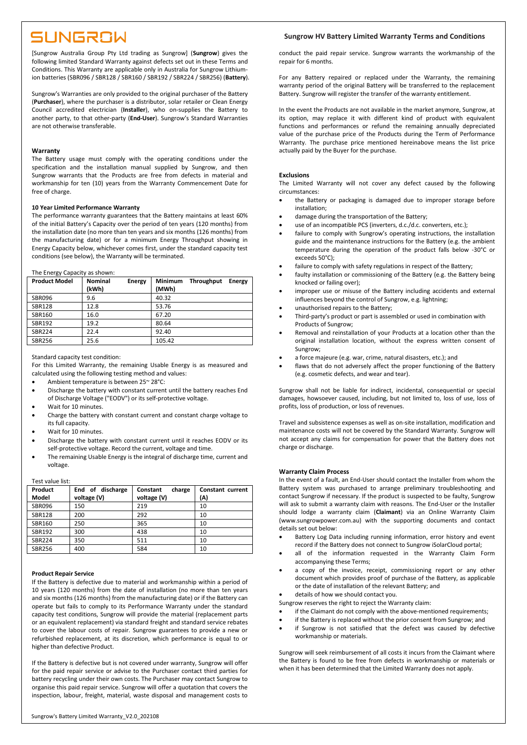# SUNGROW

## Sungrow HV Battery Limited Warranty Terms and Conditions

[Sungrow Australia Group Pty Ltd trading as Sungrow] (**Sungrow**) gives the following limited Standard Warranty against defects set out in these Terms and Conditions. This Warranty are applicable only in Australia for Sungrow Lithium-ion batteries (SBR096 / SBR128 / SBR160 / SBR192 / SBR224 / SBR256) (**Battery**).

Sungrow's Warranties are only provided to the original purchaser of the Battery (**Purchaser**), where the purchaser is a distributor, solar retailer or Clean Energy Council accredited electrician (**Installer**), who on-supplies the Battery to another party, to that other-party (**End-User**). Sungrow's Standard Warranties are not otherwise transferable.

### Warranty

The Battery usage must comply with the operating conditions under the specification and the installation manual supplied by Sungrow, and then Sungrow warrants that the Products are free from defects in material and workmanship for ten (10) years from the Warranty Commencement Date for free of charge.

#### 10 Year Limited Performance Warranty

The performance warranty guarantees that the Battery maintains at least 60% of the initial Battery's Capacity over the period of ten years (120 months) from the installation date (no more than ten years and six months (126 months) from the manufacturing date) or for a minimum Energy Throughput showing in Energy Capacity below, whichever comes first, under the standard capacity test conditions (see below), the Warranty will be terminated.

The Energy Capacity as shown:

| Product Model | Nominal Energy (kWh) | Minimum Throughput Energy (MWh) |
|---|---|---|
| SBR096 | 9.6 | 40.32 |
| SBR128 | 12.8 | 53.76 |
| SBR160 | 16.0 | 67.20 |
| SBR192 | 19.2 | 80.64 |
| SBR224 | 22.4 | 92.40 |
| SBR256 | 25.6 | 105.42 |

Standard capacity test condition:

For this Limited Warranty, the remaining Usable Energy is as measured and calculated using the following testing method and values:

- Ambient temperature is between 25~ 28°C:
- Discharge the battery with constant current until the battery reaches End of Discharge Voltage ("EODV") or its self-protective voltage.
- Wait for 10 minutes.
- Charge the battery with constant current and constant charge voltage to its full capacity.
- Wait for 10 minutes.
- Discharge the battery with constant current until it reaches EODV or its self-protective voltage. Record the current, voltage and time.
- The remaining Usable Energy is the integral of discharge time, current and voltage.

Test value list:

| Product Model | End of discharge voltage (V) | Constant charge voltage (V) | Constant current (A) |
|---|---|---|---|
| SBR096 | 150 | 219 | 10 |
| SBR128 | 200 | 292 | 10 |
| SBR160 | 250 | 365 | 10 |
| SBR192 | 300 | 438 | 10 |
| SBR224 | 350 | 511 | 10 |
| SBR256 | 400 | 584 | 10 |

#### Product Repair Service

If the Battery is defective due to material and workmanship within a period of 10 years (120 months) from the date of installation (no more than ten years and six months (126 months) from the manufacturing date) or if the Battery can operate but fails to comply to its Performance Warranty under the standard capacity test conditions, Sungrow will provide the material (replacement parts or an equivalent replacement) via standard freight and standard service rebates to cover the labour costs of repair. Sungrow guarantees to provide a new or refurbished replacement, at its discretion, which performance is equal to or higher than defective Product.

If the Battery is defective but is not covered under warranty, Sungrow will offer for the paid repair service or advise to the Purchaser contact third parties for battery recycling under their own costs. The Purchaser may contact Sungrow to organise this paid repair service. Sungrow will offer a quotation that covers the inspection, labour, freight, material, waste disposal and management costs to conduct the paid repair service. Sungrow warrants the workmanship of the repair for 6 months.

For any Battery repaired or replaced under the Warranty, the remaining warranty period of the original Battery will be transferred to the replacement Battery. Sungrow will register the transfer of the warranty entitlement.

In the event the Products are not available in the market anymore, Sungrow, at its option, may replace it with different kind of product with equivalent functions and performances or refund the remaining annually depreciated value of the purchase price of the Products during the Term of Performance Warranty. The purchase price mentioned hereinabove means the list price actually paid by the Buyer for the purchase.

### Exclusions

The Limited Warranty will not cover any defect caused by the following circumstances:

- the Battery or packaging is damaged due to improper storage before installation;
- damage during the transportation of the Battery;
- use of an incompatible PCS (inverters, d.c./d.c. converters, etc.);
- failure to comply with Sungrow's operating instructions, the installation guide and the maintenance instructions for the Battery (e.g. the ambient temperature during the operation of the product falls below -30°C or exceeds 50°C);
- failure to comply with safety regulations in respect of the Battery;
- faulty installation or commissioning of the Battery (e.g. the Battery being knocked or failing over);
- improper use or misuse of the Battery including accidents and external influences beyond the control of Sungrow, e.g. lightning;
- unauthorised repairs to the Battery;
- Third-party's product or part is assembled or used in combination with Products of Sungrow;
- Removal and reinstallation of your Products at a location other than the original installation location, without the express written consent of Sungrow;
- a force majeure (e.g. war, crime, natural disasters, etc.); and
- flaws that do not adversely affect the proper functioning of the Battery (e.g. cosmetic defects, and wear and tear).

Sungrow shall not be liable for indirect, incidental, consequential or special damages, howsoever caused, including, but not limited to, loss of use, loss of profits, loss of production, or loss of revenues.

Travel and subsistence expenses as well as on-site installation, modification and maintenance costs will not be covered by the Standard Warranty. Sungrow will not accept any claims for compensation for power that the Battery does not charge or discharge.

### Warranty Claim Process

In the event of a fault, an End-User should contact the Installer from whom the Battery system was purchased to arrange preliminary troubleshooting and contact Sungrow if necessary. If the product is suspected to be faulty, Sungrow will ask to submit a warranty claim with reasons. The End-User or the Installer should lodge a warranty claim (**Claimant**) via an Online Warranty Claim (www.sungrowpower.com.au) with the supporting documents and contact details set out below:

- Battery Log Data including running information, error history and event record if the Battery does not connect to Sungrow iSolarCloud portal;
- all of the information requested in the Warranty Claim Form accompanying these Terms;
- a copy of the invoice, receipt, commissioning report or any other document which provides proof of purchase of the Battery, as applicable or the date of installation of the relevant Battery; and
- details of how we should contact you.

Sungrow reserves the right to reject the Warranty claim:

- if the Claimant do not comply with the above-mentioned requirements;
- if the Battery is replaced without the prior consent from Sungrow; and
- if Sungrow is not satisfied that the defect was caused by defective workmanship or materials.

Sungrow will seek reimbursement of all costs it incurs from the Claimant where the Battery is found to be free from defects in workmanship or materials or when it has been determined that the Limited Warranty does not apply.

Sungrow's Battery Limited Warranty_V2.0_202108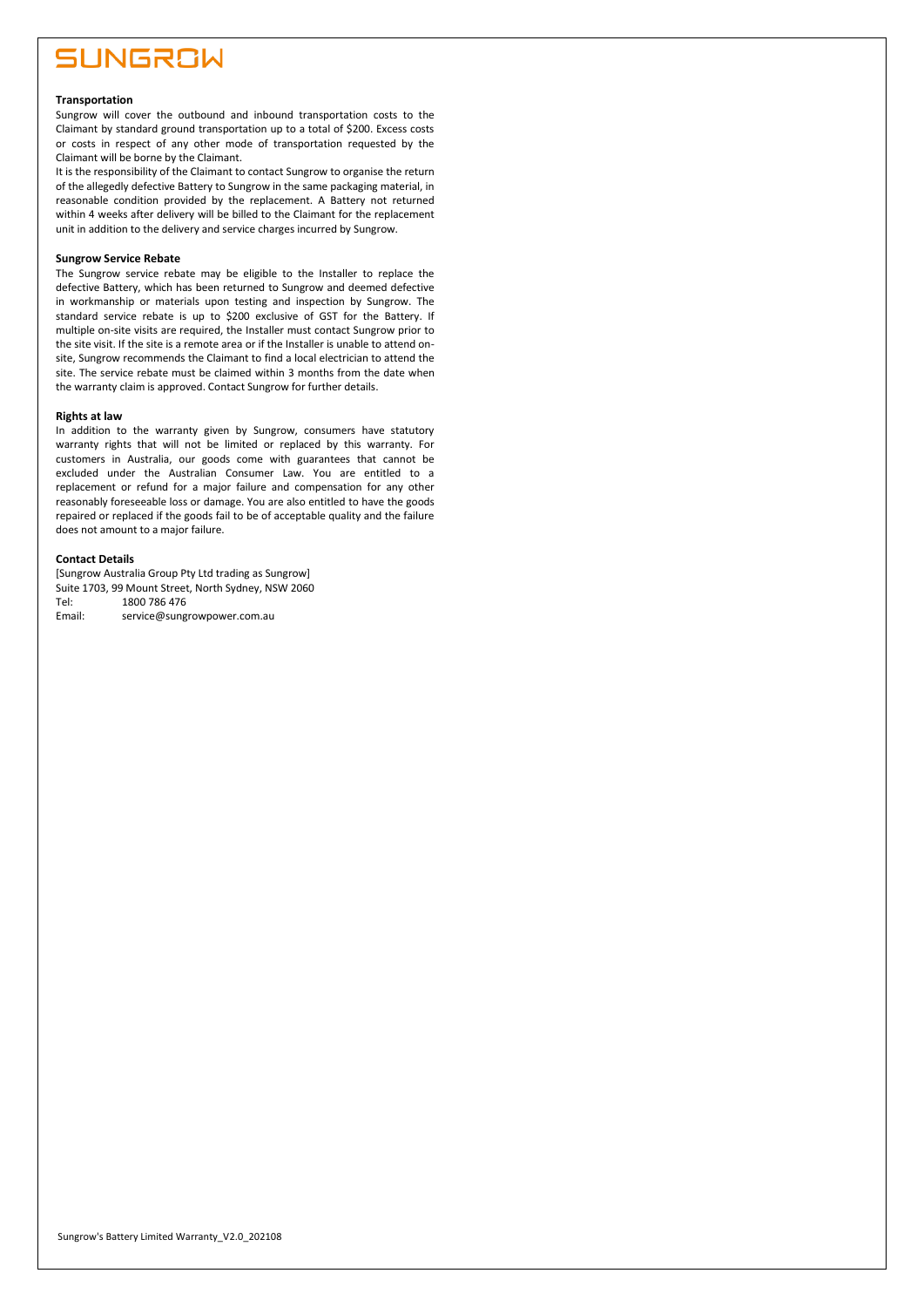### Transportation

Sungrow will cover the outbound and inbound transportation costs to the Claimant by standard ground transportation up to a total of $200. Excess costs or costs in respect of any other mode of transportation requested by the Claimant will be borne by the Claimant.

It is the responsibility of the Claimant to contact Sungrow to organise the return of the allegedly defective Battery to Sungrow in the same packaging material, in reasonable condition provided by the replacement. A Battery not returned within 4 weeks after delivery will be billed to the Claimant for the replacement unit in addition to the delivery and service charges incurred by Sungrow.

### Sungrow Service Rebate

The Sungrow service rebate may be eligible to the Installer to replace the defective Battery, which has been returned to Sungrow and deemed defective in workmanship or materials upon testing and inspection by Sungrow. The standard service rebate is up to $200 exclusive of GST for the Battery. If multiple on-site visits are required, the Installer must contact Sungrow prior to the site visit. If the site is a remote area or if the Installer is unable to attend on-site, Sungrow recommends the Claimant to find a local electrician to attend the site. The service rebate must be claimed within 3 months from the date when the warranty claim is approved. Contact Sungrow for further details.

### Rights at law

In addition to the warranty given by Sungrow, consumers have statutory warranty rights that will not be limited or replaced by this warranty. For customers in Australia, our goods come with guarantees that cannot be excluded under the Australian Consumer Law. You are entitled to a replacement or refund for a major failure and compensation for any other reasonably foreseeable loss or damage. You are also entitled to have the goods repaired or replaced if the goods fail to be of acceptable quality and the failure does not amount to a major failure.

### Contact Details

[Sungrow Australia Group Pty Ltd trading as Sungrow]
Suite 1703, 99 Mount Street, North Sydney, NSW 2060
Tel: 1800 786 476
Email: service@sungrowpower.com.au